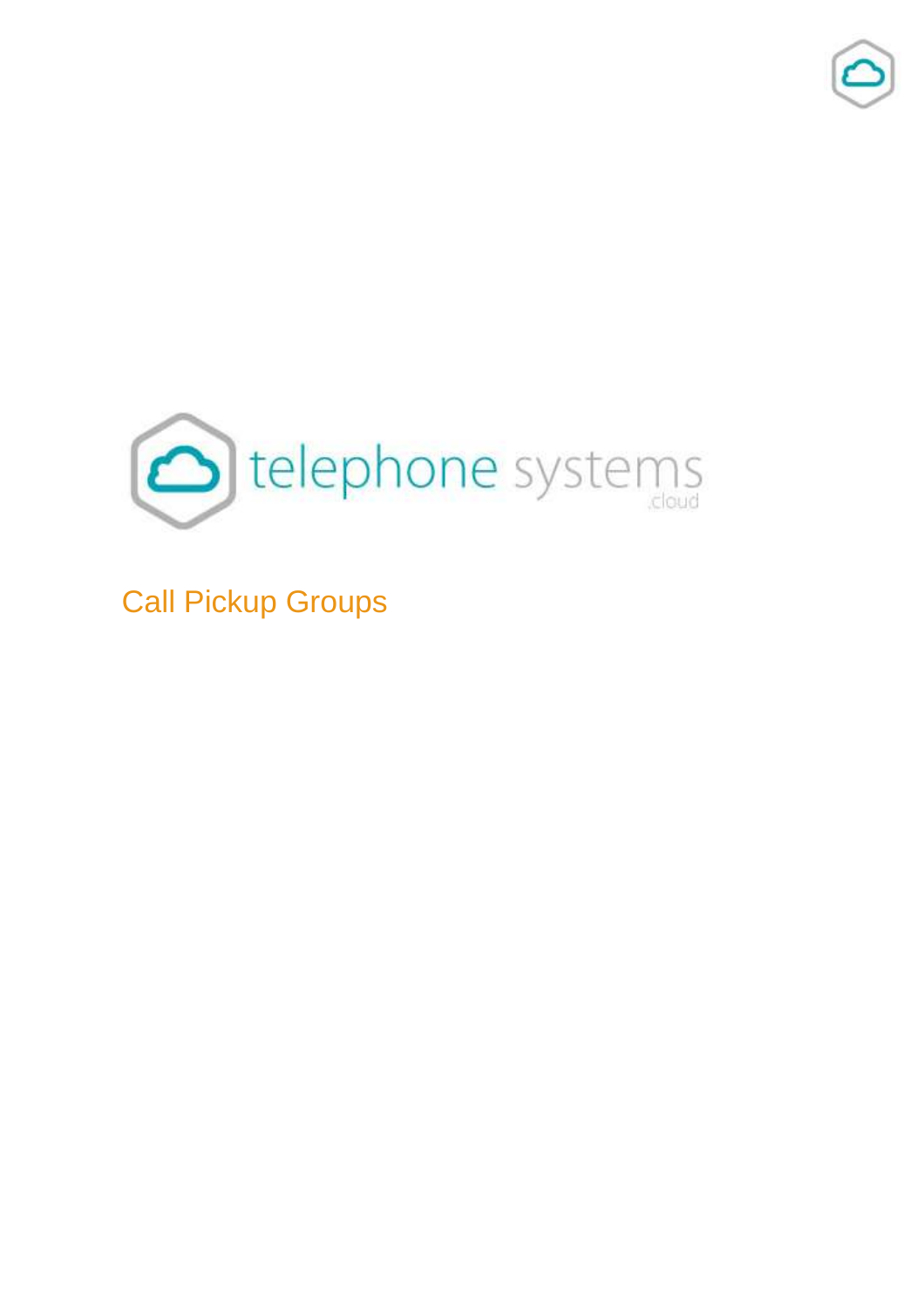# Call Pickup Groups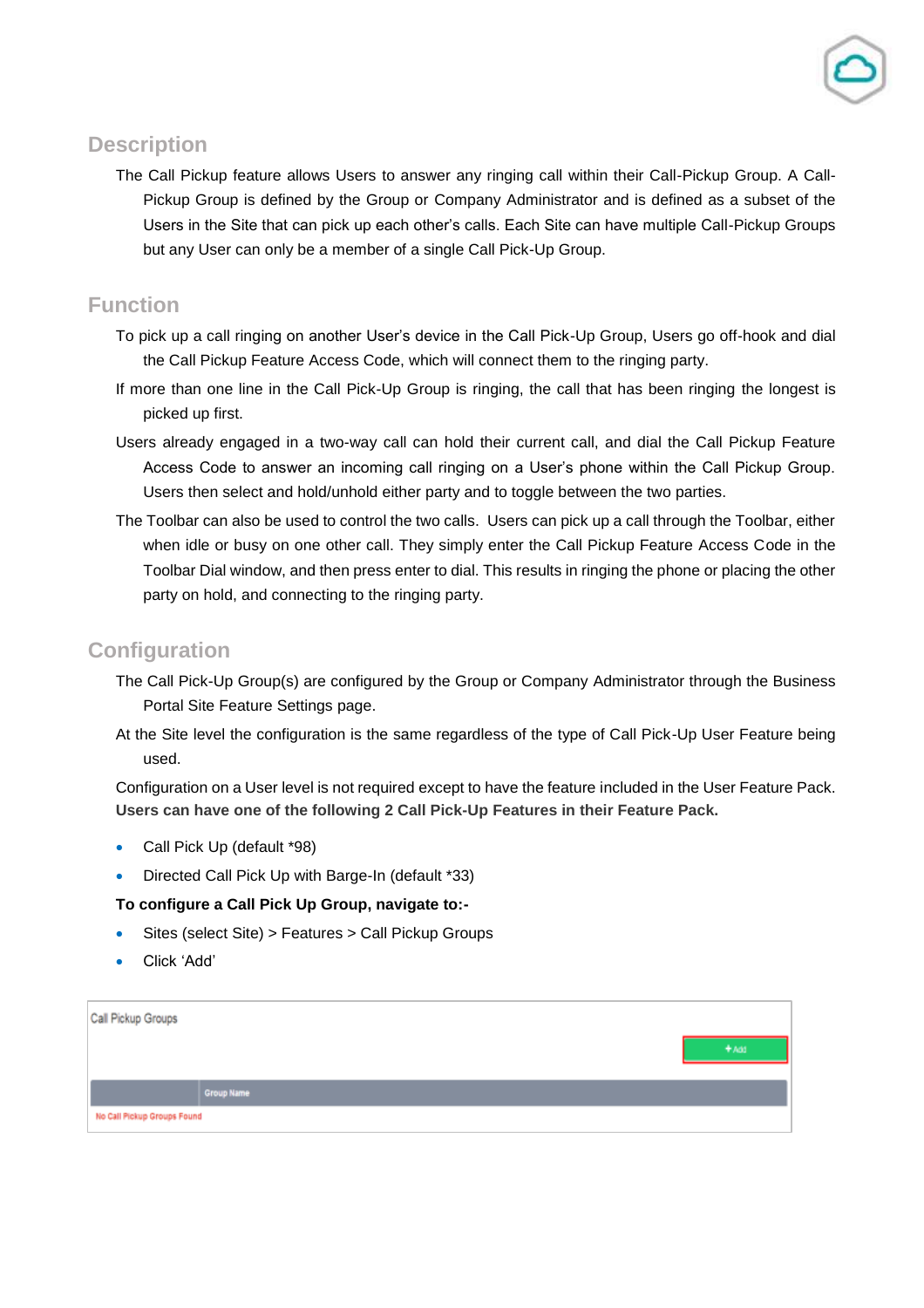## Description

The Call Pickup feature allows Users to answer any ringing call within their Call-Pickup Group. A Call-Pickup Group is defined by the Group or Company Administrator and is defined as a subset of the Users in the Site that can pick up each other's calls. Each Site can have multiple Call-Pickup Groups but any User can only be a member of a single Call Pick-Up Group.

## Function

To pick up a call ringing on another User's device in the Call Pick-Up Group, Users go off-hook and dial the Call Pickup Feature Access Code, which will connect them to the ringing party.

If more than one line in the Call Pick-Up Group is ringing, the call that has been ringing the longest is picked up first.

Users already engaged in a two-way call can hold their current call, and dial the Call Pickup Feature Access Code to answer an incoming call ringing on a User's phone within the Call Pickup Group. Users then select and hold/unhold either party and to toggle between the two parties.

The Toolbar can also be used to control the two calls. Users can pick up a call through the Toolbar, either when idle or busy on one other call. They simply enter the Call Pickup Feature Access Code in the Toolbar Dial window, and then press enter to dial. This results in ringing the phone or placing the other party on hold, and connecting to the ringing party.

## Configuration

The Call Pick-Up Group(s) are configured by the Group or Company Administrator through the Business Portal Site Feature Settings page.

At the Site level the configuration is the same regardless of the type of Call Pick-Up User Feature being used.

Configuration on a User level is not required except to have the feature included in the User Feature Pack. **Users can have one of the following 2 Call Pick-Up Features in their Feature Pack.**

- Call Pick Up (default *98)
- Directed Call Pick Up with Barge-In (default *33)

**To configure a Call Pick Up Group, navigate to:-**

- Sites (select Site) > Features > Call Pickup Groups
- Click 'Add'

Call Pickup Groups

+ Add

| | Group Name |
|---|---|
| No Call Pickup Groups Found | |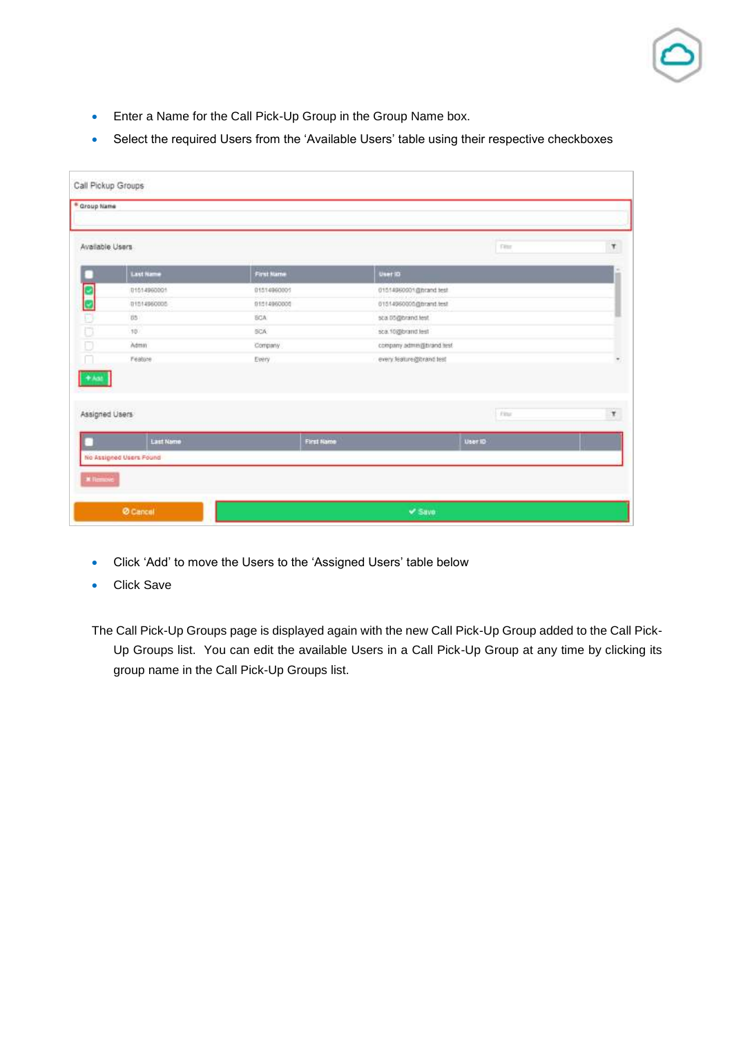- Enter a Name for the Call Pick-Up Group in the Group Name box.
- Select the required Users from the 'Available Users' table using their respective checkboxes

- Click 'Add' to move the Users to the 'Assigned Users' table below
- Click Save

The Call Pick-Up Groups page is displayed again with the new Call Pick-Up Group added to the Call Pick-Up Groups list. You can edit the available Users in a Call Pick-Up Group at any time by clicking its group name in the Call Pick-Up Groups list.